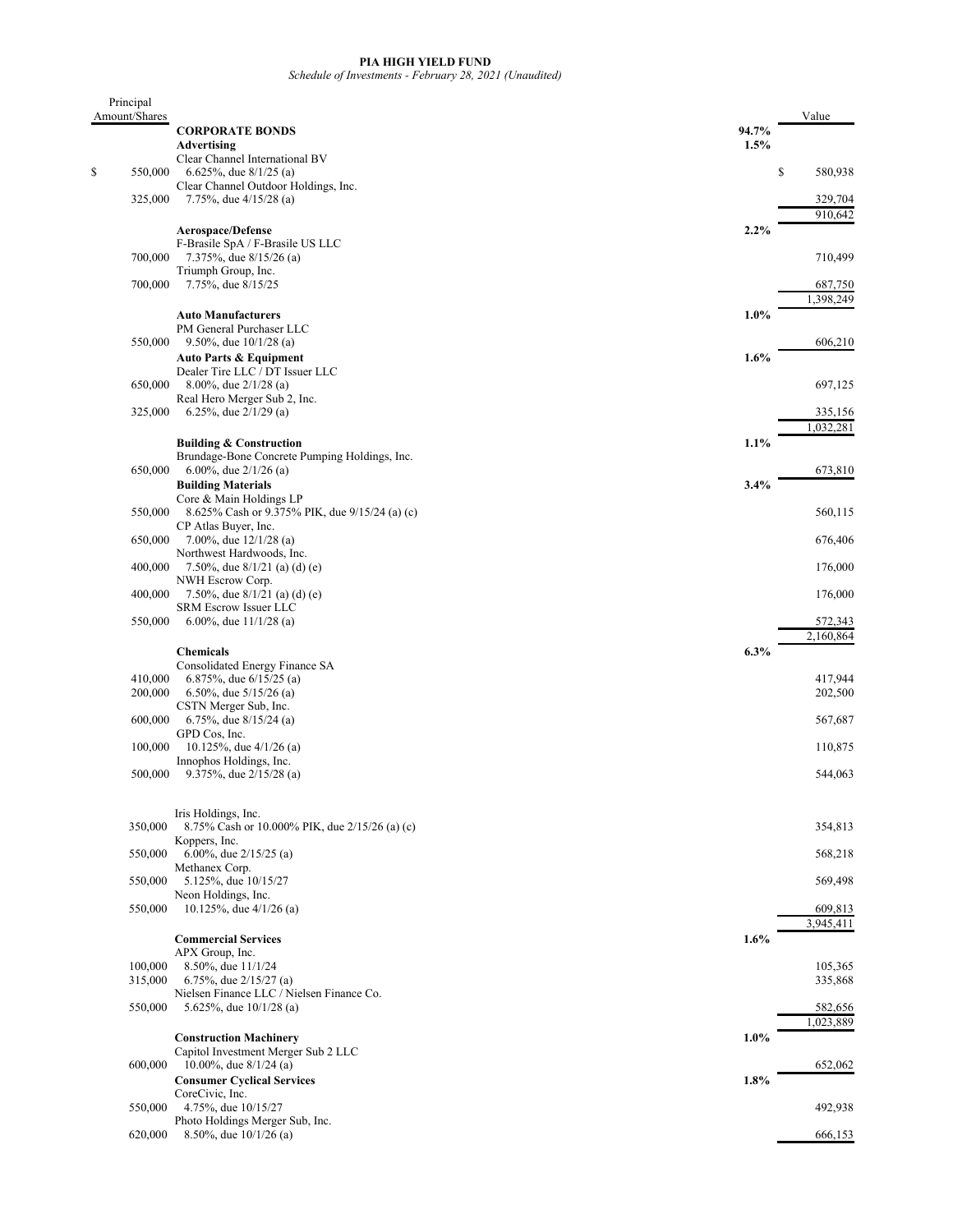**PIA HIGH YIELD FUND**

*Schedule of Investments - February 28, 2021 (Unaudited)*

| Principal Amount/Shares | | | Value |
|---|---|---|---|
| | **CORPORATE BONDS** | **94.7%** | |
| | **Advertising** | **1.5%** | |
| | Clear Channel International BV | | |
| $ 550,000 | 6.625%, due 8/1/25 (a) | | $ 580,938 |
| | Clear Channel Outdoor Holdings, Inc. | | |
| 325,000 | 7.75%, due 4/15/28 (a) | | 329,704 |
| | | | 910,642 |
| | **Aerospace/Defense** | **2.2%** | |
| | F-Brasile SpA / F-Brasile US LLC | | |
| 700,000 | 7.375%, due 8/15/26 (a) | | 710,499 |
| | Triumph Group, Inc. | | |
| 700,000 | 7.75%, due 8/15/25 | | 687,750 |
| | | | 1,398,249 |
| | **Auto Manufacturers** | **1.0%** | |
| | PM General Purchaser LLC | | |
| 550,000 | 9.50%, due 10/1/28 (a) | | 606,210 |
| | **Auto Parts & Equipment** | **1.6%** | |
| | Dealer Tire LLC / DT Issuer LLC | | |
| 650,000 | 8.00%, due 2/1/28 (a) | | 697,125 |
| | Real Hero Merger Sub 2, Inc. | | |
| 325,000 | 6.25%, due 2/1/29 (a) | | 335,156 |
| | | | 1,032,281 |
| | **Building & Construction** | **1.1%** | |
| | Brundage-Bone Concrete Pumping Holdings, Inc. | | |
| 650,000 | 6.00%, due 2/1/26 (a) | | 673,810 |
| | **Building Materials** | **3.4%** | |
| | Core & Main Holdings LP | | |
| 550,000 | 8.625% Cash or 9.375% PIK, due 9/15/24 (a) (c) | | 560,115 |
| | CP Atlas Buyer, Inc. | | |
| 650,000 | 7.00%, due 12/1/28 (a) | | 676,406 |
| | Northwest Hardwoods, Inc. | | |
| 400,000 | 7.50%, due 8/1/21 (a) (d) (e) | | 176,000 |
| | NWH Escrow Corp. | | |
| 400,000 | 7.50%, due 8/1/21 (a) (d) (e) | | 176,000 |
| | SRM Escrow Issuer LLC | | |
| 550,000 | 6.00%, due 11/1/28 (a) | | 572,343 |
| | | | 2,160,864 |
| | **Chemicals** | **6.3%** | |
| | Consolidated Energy Finance SA | | |
| 410,000 | 6.875%, due 6/15/25 (a) | | 417,944 |
| 200,000 | 6.50%, due 5/15/26 (a) | | 202,500 |
| | CSTN Merger Sub, Inc. | | |
| 600,000 | 6.75%, due 8/15/24 (a) | | 567,687 |
| | GPD Cos, Inc. | | |
| 100,000 | 10.125%, due 4/1/26 (a) | | 110,875 |
| | Innophos Holdings, Inc. | | |
| 500,000 | 9.375%, due 2/15/28 (a) | | 544,063 |
| | Iris Holdings, Inc. | | |
| 350,000 | 8.75% Cash or 10.000% PIK, due 2/15/26 (a) (c) | | 354,813 |
| | Koppers, Inc. | | |
| 550,000 | 6.00%, due 2/15/25 (a) | | 568,218 |
| | Methanex Corp. | | |
| 550,000 | 5.125%, due 10/15/27 | | 569,498 |
| | Neon Holdings, Inc. | | |
| 550,000 | 10.125%, due 4/1/26 (a) | | 609,813 |
| | | | 3,945,411 |
| | **Commercial Services** | **1.6%** | |
| | APX Group, Inc. | | |
| 100,000 | 8.50%, due 11/1/24 | | 105,365 |
| 315,000 | 6.75%, due 2/15/27 (a) | | 335,868 |
| | Nielsen Finance LLC / Nielsen Finance Co. | | |
| 550,000 | 5.625%, due 10/1/28 (a) | | 582,656 |
| | | | 1,023,889 |
| | **Construction Machinery** | **1.0%** | |
| | Capitol Investment Merger Sub 2 LLC | | |
| 600,000 | 10.00%, due 8/1/24 (a) | | 652,062 |
| | **Consumer Cyclical Services** | **1.8%** | |
| | CoreCivic, Inc. | | |
| 550,000 | 4.75%, due 10/15/27 | | 492,938 |
| | Photo Holdings Merger Sub, Inc. | | |
| 620,000 | 8.50%, due 10/1/26 (a) | | 666,153 |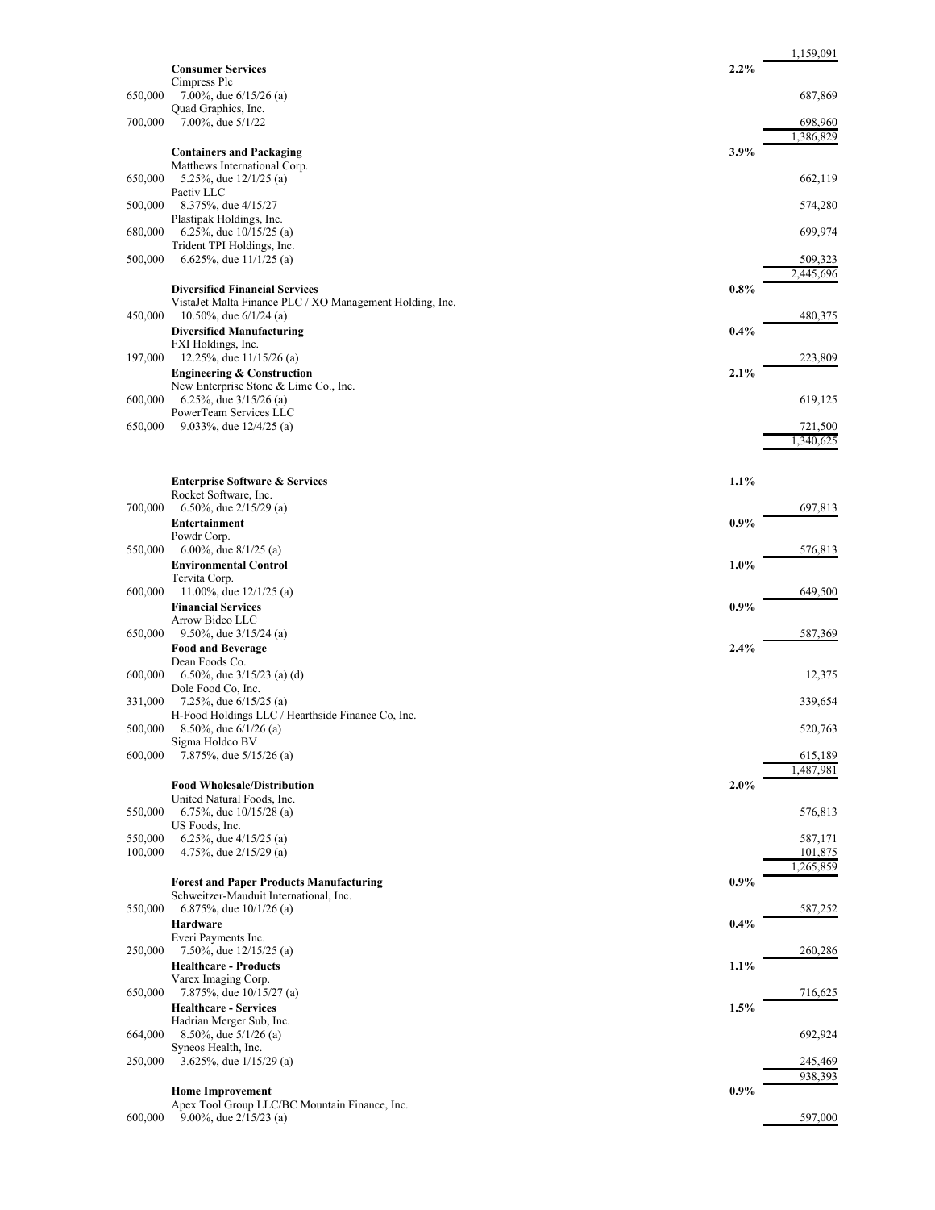| Principal Amount | Description | % | Value |
|---|---|---|---|
| | | | 1,159,091 |
| | **Consumer Services** | 2.2% | |
| | Cimpress Plc | | |
| 650,000 | 7.00%, due 6/15/26 (a) | | 687,869 |
| | Quad Graphics, Inc. | | |
| 700,000 | 7.00%, due 5/1/22 | | 698,960 |
| | | | 1,386,829 |
| | **Containers and Packaging** | 3.9% | |
| | Matthews International Corp. | | |
| 650,000 | 5.25%, due 12/1/25 (a) | | 662,119 |
| | Pactiv LLC | | |
| 500,000 | 8.375%, due 4/15/27 | | 574,280 |
| | Plastipak Holdings, Inc. | | |
| 680,000 | 6.25%, due 10/15/25 (a) | | 699,974 |
| | Trident TPI Holdings, Inc. | | |
| 500,000 | 6.625%, due 11/1/25 (a) | | 509,323 |
| | | | 2,445,696 |
| | **Diversified Financial Services** | 0.8% | |
| | VistaJet Malta Finance PLC / XO Management Holding, Inc. | | |
| 450,000 | 10.50%, due 6/1/24 (a) | | 480,375 |
| | **Diversified Manufacturing** | 0.4% | |
| | FXI Holdings, Inc. | | |
| 197,000 | 12.25%, due 11/15/26 (a) | | 223,809 |
| | **Engineering & Construction** | 2.1% | |
| | New Enterprise Stone & Lime Co., Inc. | | |
| 600,000 | 6.25%, due 3/15/26 (a) | | 619,125 |
| | PowerTeam Services LLC | | |
| 650,000 | 9.033%, due 12/4/25 (a) | | 721,500 |
| | | | 1,340,625 |
| | **Enterprise Software & Services** | 1.1% | |
| | Rocket Software, Inc. | | |
| 700,000 | 6.50%, due 2/15/29 (a) | | 697,813 |
| | **Entertainment** | 0.9% | |
| | Powdr Corp. | | |
| 550,000 | 6.00%, due 8/1/25 (a) | | 576,813 |
| | **Environmental Control** | 1.0% | |
| | Tervita Corp. | | |
| 600,000 | 11.00%, due 12/1/25 (a) | | 649,500 |
| | **Financial Services** | 0.9% | |
| | Arrow Bidco LLC | | |
| 650,000 | 9.50%, due 3/15/24 (a) | | 587,369 |
| | **Food and Beverage** | 2.4% | |
| | Dean Foods Co. | | |
| 600,000 | 6.50%, due 3/15/23 (a) (d) | | 12,375 |
| | Dole Food Co, Inc. | | |
| 331,000 | 7.25%, due 6/15/25 (a) | | 339,654 |
| | H-Food Holdings LLC / Hearthside Finance Co, Inc. | | |
| 500,000 | 8.50%, due 6/1/26 (a) | | 520,763 |
| | Sigma Holdco BV | | |
| 600,000 | 7.875%, due 5/15/26 (a) | | 615,189 |
| | | | 1,487,981 |
| | **Food Wholesale/Distribution** | 2.0% | |
| | United Natural Foods, Inc. | | |
| 550,000 | 6.75%, due 10/15/28 (a) | | 576,813 |
| | US Foods, Inc. | | |
| 550,000 | 6.25%, due 4/15/25 (a) | | 587,171 |
| 100,000 | 4.75%, due 2/15/29 (a) | | 101,875 |
| | | | 1,265,859 |
| | **Forest and Paper Products Manufacturing** | 0.9% | |
| | Schweitzer-Mauduit International, Inc. | | |
| 550,000 | 6.875%, due 10/1/26 (a) | | 587,252 |
| | **Hardware** | 0.4% | |
| | Everi Payments Inc. | | |
| 250,000 | 7.50%, due 12/15/25 (a) | | 260,286 |
| | **Healthcare - Products** | 1.1% | |
| | Varex Imaging Corp. | | |
| 650,000 | 7.875%, due 10/15/27 (a) | | 716,625 |
| | **Healthcare - Services** | 1.5% | |
| | Hadrian Merger Sub, Inc. | | |
| 664,000 | 8.50%, due 5/1/26 (a) | | 692,924 |
| | Syneos Health, Inc. | | |
| 250,000 | 3.625%, due 1/15/29 (a) | | 245,469 |
| | | | 938,393 |
| | **Home Improvement** | 0.9% | |
| | Apex Tool Group LLC/BC Mountain Finance, Inc. | | |
| 600,000 | 9.00%, due 2/15/23 (a) | | 597,000 |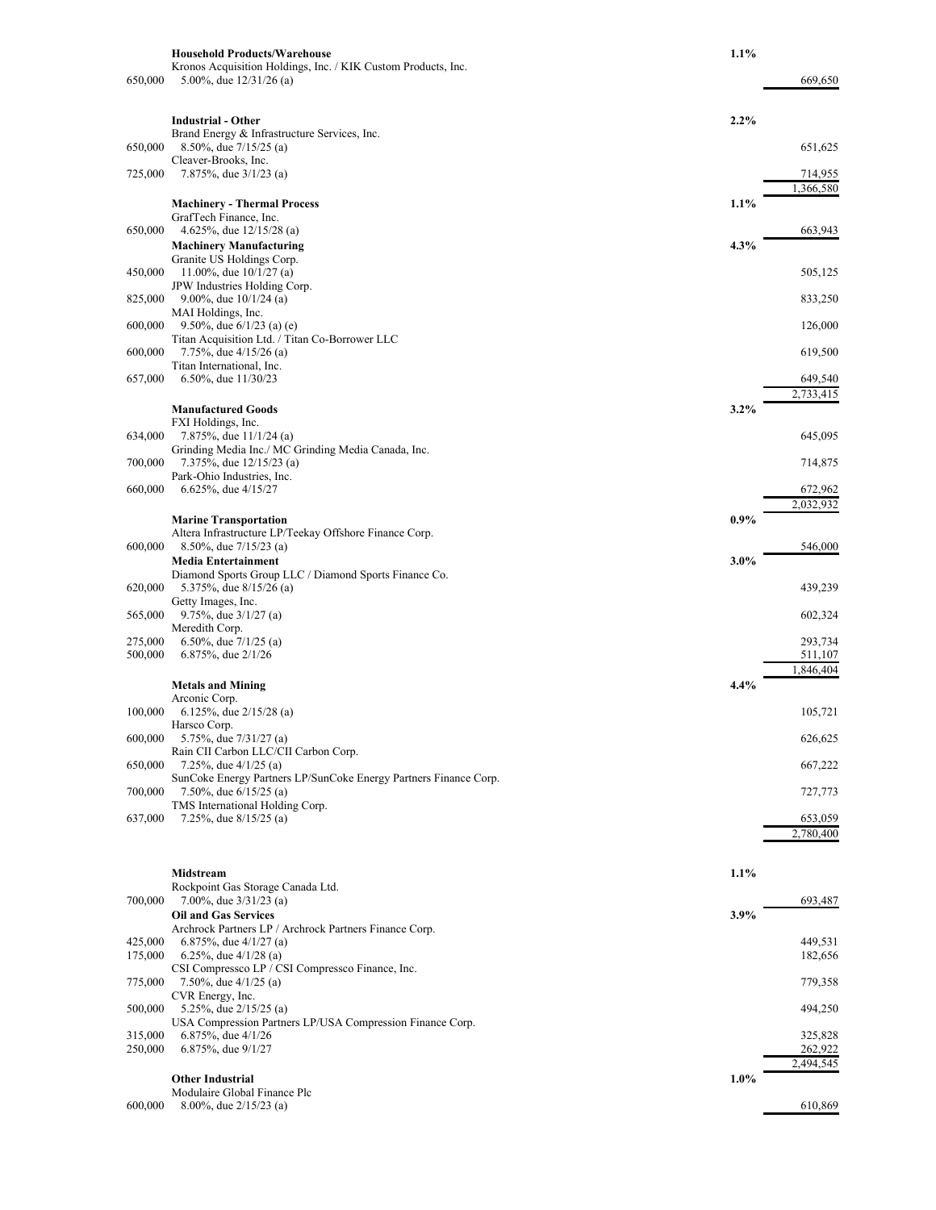| Principal Amount | Description | % | Value |
|---|---|---|---|
| | **Household Products/Warehouse** | 1.1% | |
| | Kronos Acquisition Holdings, Inc. / KIK Custom Products, Inc. | | |
| 650,000 | 5.00%, due 12/31/26 (a) | | 669,650 |
| | **Industrial - Other** | 2.2% | |
| | Brand Energy & Infrastructure Services, Inc. | | |
| 650,000 | 8.50%, due 7/15/25 (a) | | 651,625 |
| | Cleaver-Brooks, Inc. | | |
| 725,000 | 7.875%, due 3/1/23 (a) | | 714,955 |
| | | | 1,366,580 |
| | **Machinery - Thermal Process** | 1.1% | |
| | GrafTech Finance, Inc. | | |
| 650,000 | 4.625%, due 12/15/28 (a) | | 663,943 |
| | **Machinery Manufacturing** | 4.3% | |
| | Granite US Holdings Corp. | | |
| 450,000 | 11.00%, due 10/1/27 (a) | | 505,125 |
| | JPW Industries Holding Corp. | | |
| 825,000 | 9.00%, due 10/1/24 (a) | | 833,250 |
| | MAI Holdings, Inc. | | |
| 600,000 | 9.50%, due 6/1/23 (a) (e) | | 126,000 |
| | Titan Acquisition Ltd. / Titan Co-Borrower LLC | | |
| 600,000 | 7.75%, due 4/15/26 (a) | | 619,500 |
| | Titan International, Inc. | | |
| 657,000 | 6.50%, due 11/30/23 | | 649,540 |
| | | | 2,733,415 |
| | **Manufactured Goods** | 3.2% | |
| | FXI Holdings, Inc. | | |
| 634,000 | 7.875%, due 11/1/24 (a) | | 645,095 |
| | Grinding Media Inc./ MC Grinding Media Canada, Inc. | | |
| 700,000 | 7.375%, due 12/15/23 (a) | | 714,875 |
| | Park-Ohio Industries, Inc. | | |
| 660,000 | 6.625%, due 4/15/27 | | 672,962 |
| | | | 2,032,932 |
| | **Marine Transportation** | 0.9% | |
| | Altera Infrastructure LP/Teekay Offshore Finance Corp. | | |
| 600,000 | 8.50%, due 7/15/23 (a) | | 546,000 |
| | **Media Entertainment** | 3.0% | |
| | Diamond Sports Group LLC / Diamond Sports Finance Co. | | |
| 620,000 | 5.375%, due 8/15/26 (a) | | 439,239 |
| | Getty Images, Inc. | | |
| 565,000 | 9.75%, due 3/1/27 (a) | | 602,324 |
| | Meredith Corp. | | |
| 275,000 | 6.50%, due 7/1/25 (a) | | 293,734 |
| 500,000 | 6.875%, due 2/1/26 | | 511,107 |
| | | | 1,846,404 |
| | **Metals and Mining** | 4.4% | |
| | Arconic Corp. | | |
| 100,000 | 6.125%, due 2/15/28 (a) | | 105,721 |
| | Harsco Corp. | | |
| 600,000 | 5.75%, due 7/31/27 (a) | | 626,625 |
| | Rain CII Carbon LLC/CII Carbon Corp. | | |
| 650,000 | 7.25%, due 4/1/25 (a) | | 667,222 |
| | SunCoke Energy Partners LP/SunCoke Energy Partners Finance Corp. | | |
| 700,000 | 7.50%, due 6/15/25 (a) | | 727,773 |
| | TMS International Holding Corp. | | |
| 637,000 | 7.25%, due 8/15/25 (a) | | 653,059 |
| | | | 2,780,400 |
| | **Midstream** | 1.1% | |
| | Rockpoint Gas Storage Canada Ltd. | | |
| 700,000 | 7.00%, due 3/31/23 (a) | | 693,487 |
| | **Oil and Gas Services** | 3.9% | |
| | Archrock Partners LP / Archrock Partners Finance Corp. | | |
| 425,000 | 6.875%, due 4/1/27 (a) | | 449,531 |
| 175,000 | 6.25%, due 4/1/28 (a) | | 182,656 |
| | CSI Compressco LP / CSI Compressco Finance, Inc. | | |
| 775,000 | 7.50%, due 4/1/25 (a) | | 779,358 |
| | CVR Energy, Inc. | | |
| 500,000 | 5.25%, due 2/15/25 (a) | | 494,250 |
| | USA Compression Partners LP/USA Compression Finance Corp. | | |
| 315,000 | 6.875%, due 4/1/26 | | 325,828 |
| 250,000 | 6.875%, due 9/1/27 | | 262,922 |
| | | | 2,494,545 |
| | **Other Industrial** | 1.0% | |
| | Modulaire Global Finance Plc | | |
| 600,000 | 8.00%, due 2/15/23 (a) | | 610,869 |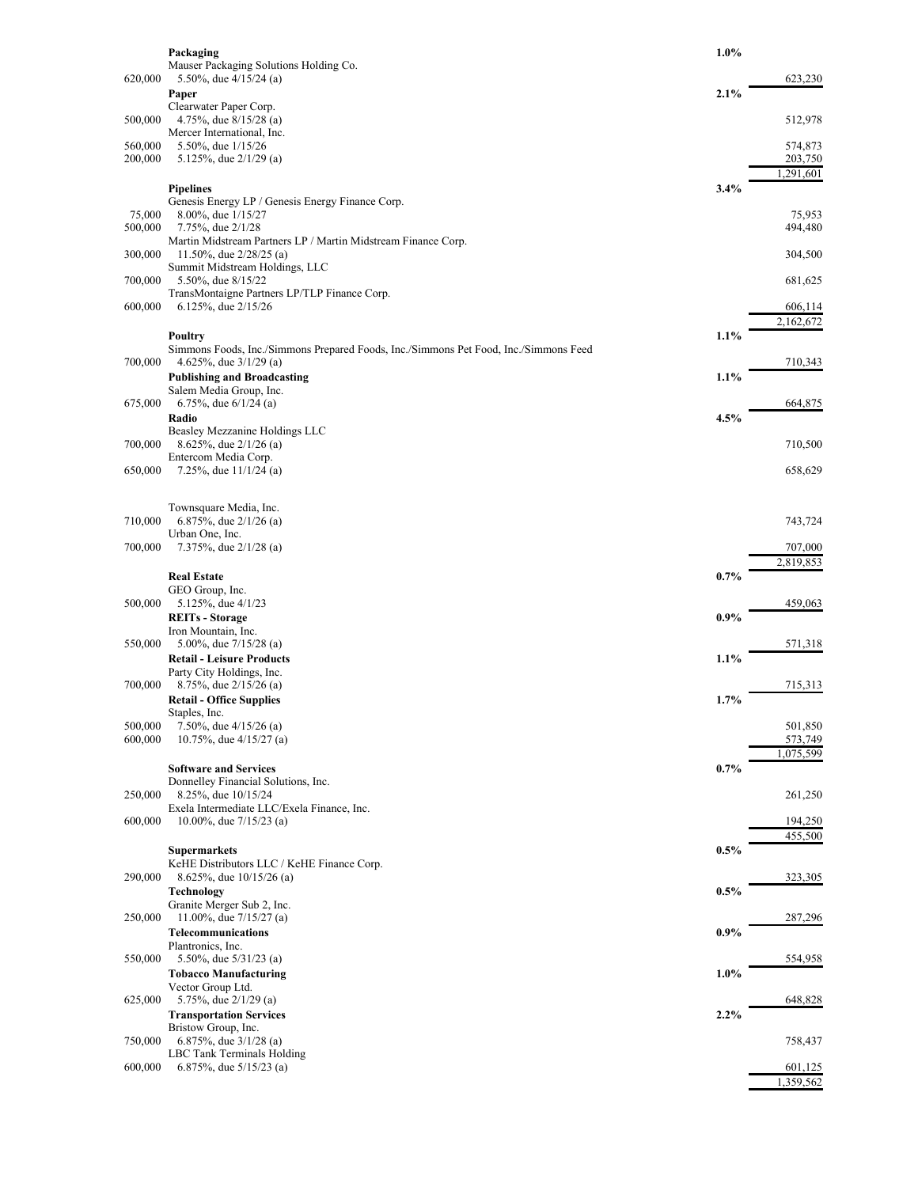| Principal Amount | Description | % | Value |
|---|---|---|---|
| | **Packaging** | 1.0% | |
| | Mauser Packaging Solutions Holding Co. | | |
| 620,000 | 5.50%, due 4/15/24 (a) | | 623,230 |
| | **Paper** | 2.1% | |
| | Clearwater Paper Corp. | | |
| 500,000 | 4.75%, due 8/15/28 (a) | | 512,978 |
| | Mercer International, Inc. | | |
| 560,000 | 5.50%, due 1/15/26 | | 574,873 |
| 200,000 | 5.125%, due 2/1/29 (a) | | 203,750 |
| | | | 1,291,601 |
| | **Pipelines** | 3.4% | |
| | Genesis Energy LP / Genesis Energy Finance Corp. | | |
| 75,000 | 8.00%, due 1/15/27 | | 75,953 |
| 500,000 | 7.75%, due 2/1/28 | | 494,480 |
| | Martin Midstream Partners LP / Martin Midstream Finance Corp. | | |
| 300,000 | 11.50%, due 2/28/25 (a) | | 304,500 |
| | Summit Midstream Holdings, LLC | | |
| 700,000 | 5.50%, due 8/15/22 | | 681,625 |
| | TransMontaigne Partners LP/TLP Finance Corp. | | |
| 600,000 | 6.125%, due 2/15/26 | | 606,114 |
| | | | 2,162,672 |
| | **Poultry** | 1.1% | |
| | Simmons Foods, Inc./Simmons Prepared Foods, Inc./Simmons Pet Food, Inc./Simmons Feed | | |
| 700,000 | 4.625%, due 3/1/29 (a) | | 710,343 |
| | **Publishing and Broadcasting** | 1.1% | |
| | Salem Media Group, Inc. | | |
| 675,000 | 6.75%, due 6/1/24 (a) | | 664,875 |
| | **Radio** | 4.5% | |
| | Beasley Mezzanine Holdings LLC | | |
| 700,000 | 8.625%, due 2/1/26 (a) | | 710,500 |
| | Entercom Media Corp. | | |
| 650,000 | 7.25%, due 11/1/24 (a) | | 658,629 |
| | Townsquare Media, Inc. | | |
| 710,000 | 6.875%, due 2/1/26 (a) | | 743,724 |
| | Urban One, Inc. | | |
| 700,000 | 7.375%, due 2/1/28 (a) | | 707,000 |
| | | | 2,819,853 |
| | **Real Estate** | 0.7% | |
| | GEO Group, Inc. | | |
| 500,000 | 5.125%, due 4/1/23 | | 459,063 |
| | **REITs - Storage** | 0.9% | |
| | Iron Mountain, Inc. | | |
| 550,000 | 5.00%, due 7/15/28 (a) | | 571,318 |
| | **Retail - Leisure Products** | 1.1% | |
| | Party City Holdings, Inc. | | |
| 700,000 | 8.75%, due 2/15/26 (a) | | 715,313 |
| | **Retail - Office Supplies** | 1.7% | |
| | Staples, Inc. | | |
| 500,000 | 7.50%, due 4/15/26 (a) | | 501,850 |
| 600,000 | 10.75%, due 4/15/27 (a) | | 573,749 |
| | | | 1,075,599 |
| | **Software and Services** | 0.7% | |
| | Donnelley Financial Solutions, Inc. | | |
| 250,000 | 8.25%, due 10/15/24 | | 261,250 |
| | Exela Intermediate LLC/Exela Finance, Inc. | | |
| 600,000 | 10.00%, due 7/15/23 (a) | | 194,250 |
| | | | 455,500 |
| | **Supermarkets** | 0.5% | |
| | KeHE Distributors LLC / KeHE Finance Corp. | | |
| 290,000 | 8.625%, due 10/15/26 (a) | | 323,305 |
| | **Technology** | 0.5% | |
| | Granite Merger Sub 2, Inc. | | |
| 250,000 | 11.00%, due 7/15/27 (a) | | 287,296 |
| | **Telecommunications** | 0.9% | |
| | Plantronics, Inc. | | |
| 550,000 | 5.50%, due 5/31/23 (a) | | 554,958 |
| | **Tobacco Manufacturing** | 1.0% | |
| | Vector Group Ltd. | | |
| 625,000 | 5.75%, due 2/1/29 (a) | | 648,828 |
| | **Transportation Services** | 2.2% | |
| | Bristow Group, Inc. | | |
| 750,000 | 6.875%, due 3/1/28 (a) | | 758,437 |
| | LBC Tank Terminals Holding | | |
| 600,000 | 6.875%, due 5/15/23 (a) | | 601,125 |
| | | | 1,359,562 |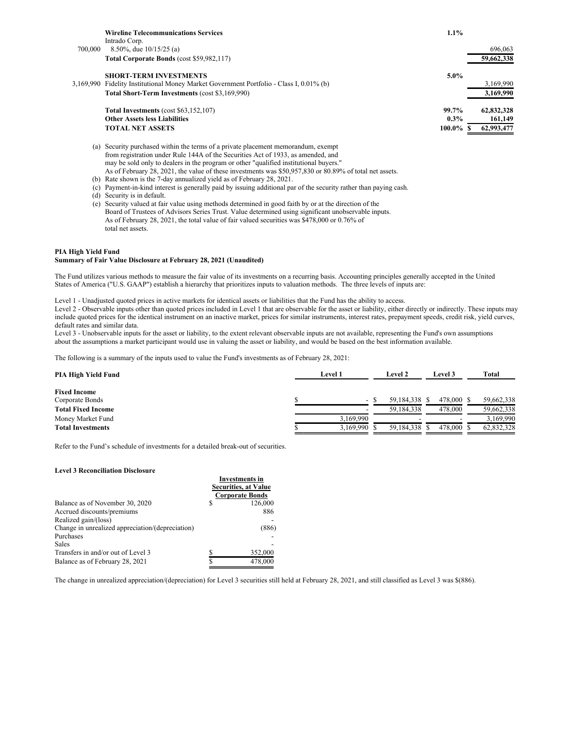| | | | |
|---|---|---|---|
| | **Wireline Telecommunications Services** | **1.1%** | |
| | Intrado Corp. | | |
| 700,000 | 8.50%, due 10/15/25 (a) | | 696,063 |
| | **Total Corporate Bonds** (cost $59,982,117) | | **59,662,338** |
| | **SHORT-TERM INVESTMENTS** | **5.0%** | |
| 3,169,990 | Fidelity Institutional Money Market Government Portfolio - Class I, 0.01% (b) | | 3,169,990 |
| | **Total Short-Term Investments** (cost $3,169,990) | | **3,169,990** |
| | **Total Investments** (cost $63,152,107) | **99.7%** | **62,832,328** |
| | **Other Assets less Liabilities** | **0.3%** | **161,149** |
| | **TOTAL NET ASSETS** | **100.0%** | **$ 62,993,477** |

(a) Security purchased within the terms of a private placement memorandum, exempt from registration under Rule 144A of the Securities Act of 1933, as amended, and may be sold only to dealers in the program or other "qualified institutional buyers." As of February 28, 2021, the value of these investments was $50,957,830 or 80.89% of total net assets.
(b) Rate shown is the 7-day annualized yield as of February 28, 2021.
(c) Payment-in-kind interest is generally paid by issuing additional par of the security rather than paying cash.
(d) Security is in default.
(e) Security valued at fair value using methods determined in good faith by or at the direction of the Board of Trustees of Advisors Series Trust. Value determined using significant unobservable inputs. As of February 28, 2021, the total value of fair valued securities was $478,000 or 0.76% of total net assets.

**PIA High Yield Fund**
**Summary of Fair Value Disclosure at February 28, 2021 (Unaudited)**

The Fund utilizes various methods to measure the fair value of its investments on a recurring basis. Accounting principles generally accepted in the United States of America ("U.S. GAAP") establish a hierarchy that prioritizes inputs to valuation methods. The three levels of inputs are:

Level 1 - Unadjusted quoted prices in active markets for identical assets or liabilities that the Fund has the ability to access.
Level 2 - Observable inputs other than quoted prices included in Level 1 that are observable for the asset or liability, either directly or indirectly. These inputs may include quoted prices for the identical instrument on an inactive market, prices for similar instruments, interest rates, prepayment speeds, credit risk, yield curves, default rates and similar data.
Level 3 - Unobservable inputs for the asset or liability, to the extent relevant observable inputs are not available, representing the Fund's own assumptions about the assumptions a market participant would use in valuing the asset or liability, and would be based on the best information available.

The following is a summary of the inputs used to value the Fund's investments as of February 28, 2021:

| PIA High Yield Fund | Level 1 | Level 2 | Level 3 | Total |
|---|---|---|---|---|
| **Fixed Income** | | | | |
| Corporate Bonds | $ - | $ 59,184,338 | $ 478,000 | $ 59,662,338 |
| **Total Fixed Income** | - | 59,184,338 | 478,000 | 59,662,338 |
| Money Market Fund | 3,169,990 | - | - | 3,169,990 |
| **Total Investments** | $ 3,169,990 | $ 59,184,338 | $ 478,000 | $ 62,832,328 |

Refer to the Fund's schedule of investments for a detailed break-out of securities.

**Level 3 Reconciliation Disclosure**

| | Investments in Securities, at Value Corporate Bonds |
|---|---|
| Balance as of November 30, 2020 | $ 126,000 |
| Accrued discounts/premiums | 886 |
| Realized gain/(loss) | - |
| Change in unrealized appreciation/(depreciation) | (886) |
| Purchases | - |
| Sales | - |
| Transfers in and/or out of Level 3 | $ 352,000 |
| Balance as of February 28, 2021 | $ 478,000 |

The change in unrealized appreciation/(depreciation) for Level 3 securities still held at February 28, 2021, and still classified as Level 3 was $(886).